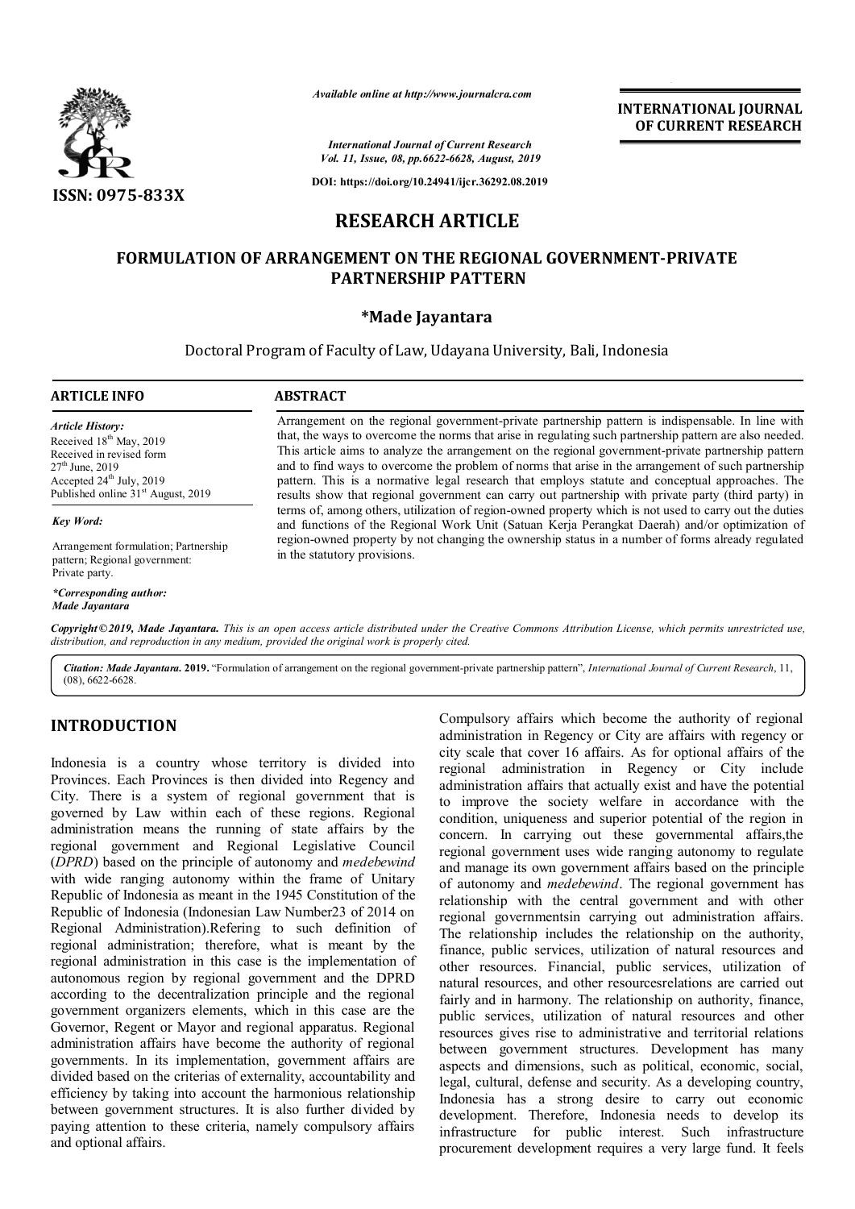# RESEARCH ARTICLE

## FORMULATION OF ARRANGEMENT ON THE REGIONAL GOVERNMENT-PRIVATE PARTNERSHIP PATTERN

**\*Made Jayantara**

Doctoral Program of Faculty of Law, Udayana University, Bali, Indonesia

### ARTICLE INFO

*Article History:*
Received 18th May, 2019
Received in revised form 27th June, 2019
Accepted 24th July, 2019
Published online 31st August, 2019

*Key Word:*

Arrangement formulation; Partnership pattern; Regional government: Private party.

*\*Corresponding author:*
*Made Jayantara*

### ABSTRACT

Arrangement on the regional government-private partnership pattern is indispensable. In line with that, the ways to overcome the norms that arise in regulating such partnership pattern are also needed. This article aims to analyze the arrangement on the regional government-private partnership pattern and to find ways to overcome the problem of norms that arise in the arrangement of such partnership pattern. This is a normative legal research that employs statute and conceptual approaches. The results show that regional government can carry out partnership with private party (third party) in terms of, among others, utilization of region-owned property which is not used to carry out the duties and functions of the Regional Work Unit (Satuan Kerja Perangkat Daerah) and/or optimization of region-owned property by not changing the ownership status in a number of forms already regulated in the statutory provisions.

*Copyright©2019, Made Jayantara. This is an open access article distributed under the Creative Commons Attribution License, which permits unrestricted use, distribution, and reproduction in any medium, provided the original work is properly cited.*

*Citation: Made Jayantara.* **2019.** "Formulation of arrangement on the regional government-private partnership pattern", *International Journal of Current Research*, 11, (08), 6622-6628.

## INTRODUCTION

Indonesia is a country whose territory is divided into Provinces. Each Provinces is then divided into Regency and City. There is a system of regional government that is governed by Law within each of these regions. Regional administration means the running of state affairs by the regional government and Regional Legislative Council (*DPRD*) based on the principle of autonomy and *medebewind* with wide ranging autonomy within the frame of Unitary Republic of Indonesia as meant in the 1945 Constitution of the Republic of Indonesia (Indonesian Law Number23 of 2014 on Regional Administration).Refering to such definition of regional administration; therefore, what is meant by the regional administration in this case is the implementation of autonomous region by regional government and the DPRD according to the decentralization principle and the regional government organizers elements, which in this case are the Governor, Regent or Mayor and regional apparatus. Regional administration affairs have become the authority of regional governments. In its implementation, government affairs are divided based on the criterias of externality, accountability and efficiency by taking into account the harmonious relationship between government structures. It is also further divided by paying attention to these criteria, namely compulsory affairs and optional affairs.

Compulsory affairs which become the authority of regional administration in Regency or City are affairs with regency or city scale that cover 16 affairs. As for optional affairs of the regional administration in Regency or City include administration affairs that actually exist and have the potential to improve the society welfare in accordance with the condition, uniqueness and superior potential of the region in concern. In carrying out these governmental affairs,the regional government uses wide ranging autonomy to regulate and manage its own government affairs based on the principle of autonomy and *medebewind*. The regional government has relationship with the central government and with other regional governmentsin carrying out administration affairs. The relationship includes the relationship on the authority, finance, public services, utilization of natural resources and other resources. Financial, public services, utilization of natural resources, and other resourcesrelations are carried out fairly and in harmony. The relationship on authority, finance, public services, utilization of natural resources and other resources gives rise to administrative and territorial relations between government structures. Development has many aspects and dimensions, such as political, economic, social, legal, cultural, defense and security. As a developing country, Indonesia has a strong desire to carry out economic development. Therefore, Indonesia needs to develop its infrastructure for public interest. Such infrastructure procurement development requires a very large fund. It feels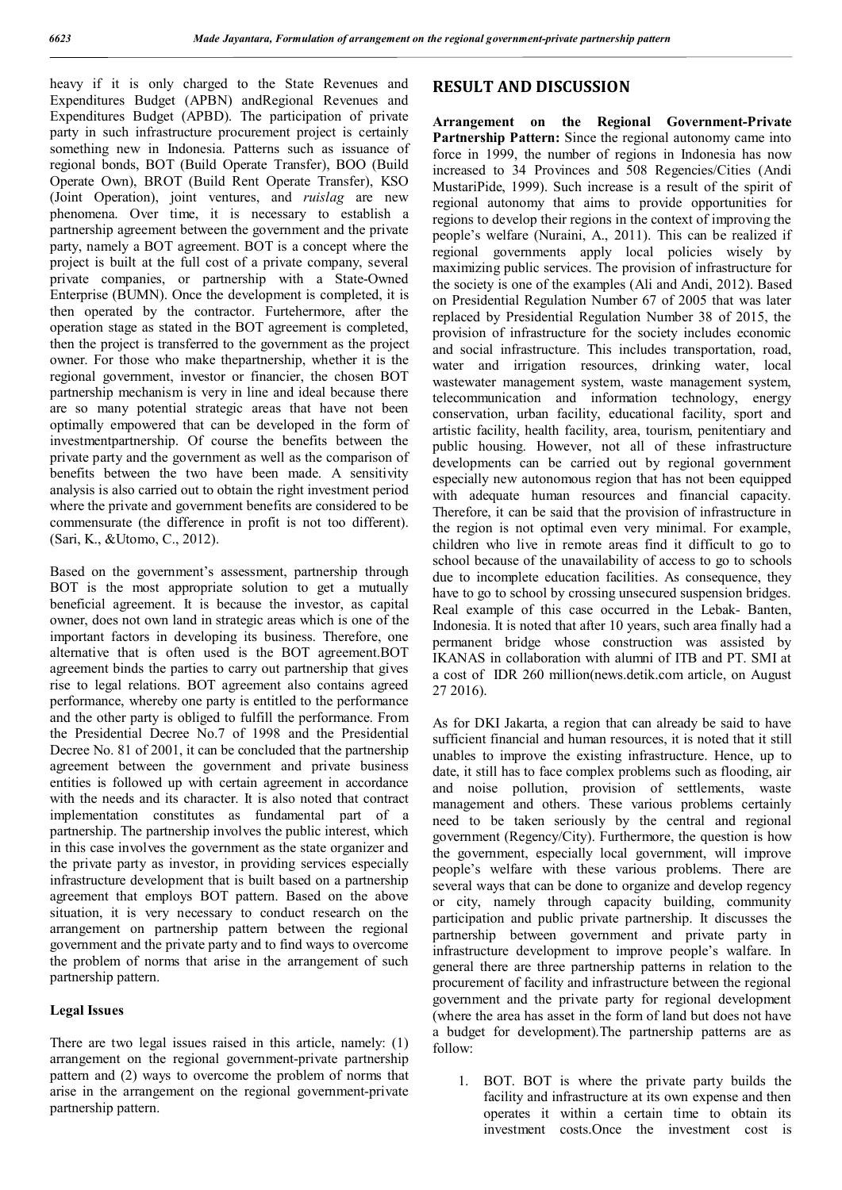heavy if it is only charged to the State Revenues and Expenditures Budget (APBN) andRegional Revenues and Expenditures Budget (APBD). The participation of private party in such infrastructure procurement project is certainly something new in Indonesia. Patterns such as issuance of regional bonds, BOT (Build Operate Transfer), BOO (Build Operate Own), BROT (Build Rent Operate Transfer), KSO (Joint Operation), joint ventures, and *ruislag* are new phenomena. Over time, it is necessary to establish a partnership agreement between the government and the private party, namely a BOT agreement. BOT is a concept where the project is built at the full cost of a private company, several private companies, or partnership with a State-Owned Enterprise (BUMN). Once the development is completed, it is then operated by the contractor. Furtehermore, after the operation stage as stated in the BOT agreement is completed, then the project is transferred to the government as the project owner. For those who make thepartnership, whether it is the regional government, investor or financier, the chosen BOT partnership mechanism is very in line and ideal because there are so many potential strategic areas that have not been optimally empowered that can be developed in the form of investmentpartnership. Of course the benefits between the private party and the government as well as the comparison of benefits between the two have been made. A sensitivity analysis is also carried out to obtain the right investment period where the private and government benefits are considered to be commensurate (the difference in profit is not too different). (Sari, K., &Utomo, C., 2012).

Based on the government's assessment, partnership through BOT is the most appropriate solution to get a mutually beneficial agreement. It is because the investor, as capital owner, does not own land in strategic areas which is one of the important factors in developing its business. Therefore, one alternative that is often used is the BOT agreement.BOT agreement binds the parties to carry out partnership that gives rise to legal relations. BOT agreement also contains agreed performance, whereby one party is entitled to the performance and the other party is obliged to fulfill the performance. From the Presidential Decree No.7 of 1998 and the Presidential Decree No. 81 of 2001, it can be concluded that the partnership agreement between the government and private business entities is followed up with certain agreement in accordance with the needs and its character. It is also noted that contract implementation constitutes as fundamental part of a partnership. The partnership involves the public interest, which in this case involves the government as the state organizer and the private party as investor, in providing services especially infrastructure development that is built based on a partnership agreement that employs BOT pattern. Based on the above situation, it is very necessary to conduct research on the arrangement on partnership pattern between the regional government and the private party and to find ways to overcome the problem of norms that arise in the arrangement of such partnership pattern.

### Legal Issues

There are two legal issues raised in this article, namely: (1) arrangement on the regional government-private partnership pattern and (2) ways to overcome the problem of norms that arise in the arrangement on the regional government-private partnership pattern.

## RESULT AND DISCUSSION

**Arrangement on the Regional Government-Private Partnership Pattern:** Since the regional autonomy came into force in 1999, the number of regions in Indonesia has now increased to 34 Provinces and 508 Regencies/Cities (Andi MustariPide, 1999). Such increase is a result of the spirit of regional autonomy that aims to provide opportunities for regions to develop their regions in the context of improving the people's welfare (Nuraini, A., 2011). This can be realized if regional governments apply local policies wisely by maximizing public services. The provision of infrastructure for the society is one of the examples (Ali and Andi, 2012). Based on Presidential Regulation Number 67 of 2005 that was later replaced by Presidential Regulation Number 38 of 2015, the provision of infrastructure for the society includes economic and social infrastructure. This includes transportation, road, water and irrigation resources, drinking water, local wastewater management system, waste management system, telecommunication and information technology, energy conservation, urban facility, educational facility, sport and artistic facility, health facility, area, tourism, penitentiary and public housing. However, not all of these infrastructure developments can be carried out by regional government especially new autonomous region that has not been equipped with adequate human resources and financial capacity. Therefore, it can be said that the provision of infrastructure in the region is not optimal even very minimal. For example, children who live in remote areas find it difficult to go to school because of the unavailability of access to go to schools due to incomplete education facilities. As consequence, they have to go to school by crossing unsecured suspension bridges. Real example of this case occurred in the Lebak- Banten, Indonesia. It is noted that after 10 years, such area finally had a permanent bridge whose construction was assisted by IKANAS in collaboration with alumni of ITB and PT. SMI at a cost of IDR 260 million(news.detik.com article, on August 27 2016).

As for DKI Jakarta, a region that can already be said to have sufficient financial and human resources, it is noted that it still unables to improve the existing infrastructure. Hence, up to date, it still has to face complex problems such as flooding, air and noise pollution, provision of settlements, waste management and others. These various problems certainly need to be taken seriously by the central and regional government (Regency/City). Furthermore, the question is how the government, especially local government, will improve people's welfare with these various problems. There are several ways that can be done to organize and develop regency or city, namely through capacity building, community participation and public private partnership. It discusses the partnership between government and private party in infrastructure development to improve people's walfare. In general there are three partnership patterns in relation to the procurement of facility and infrastructure between the regional government and the private party for regional development (where the area has asset in the form of land but does not have a budget for development).The partnership patterns are as follow:

1. BOT. BOT is where the private party builds the facility and infrastructure at its own expense and then operates it within a certain time to obtain its investment costs.Once the investment cost is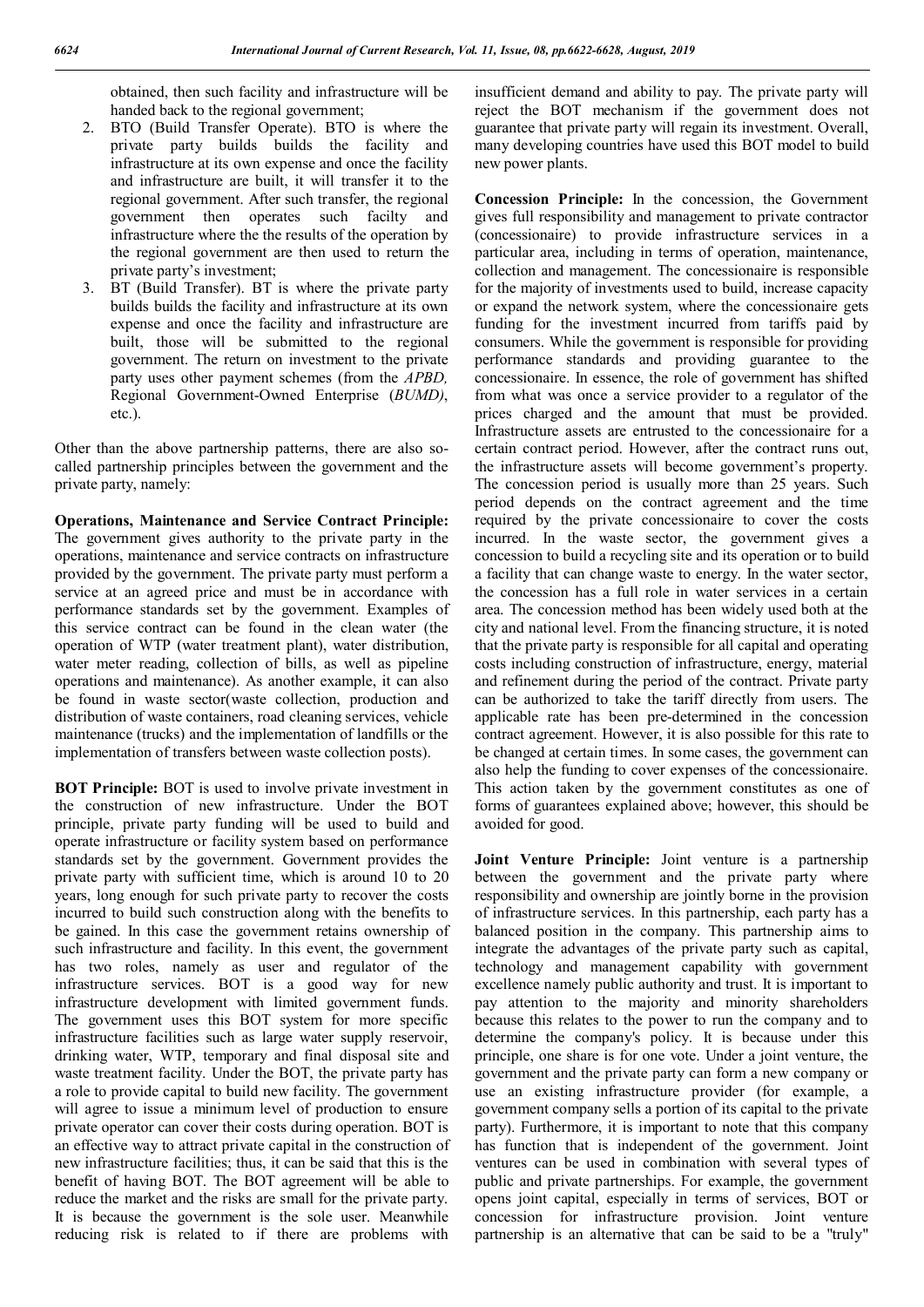obtained, then such facility and infrastructure will be handed back to the regional government;

2. BTO (Build Transfer Operate). BTO is where the private party builds builds the facility and infrastructure at its own expense and once the facility and infrastructure are built, it will transfer it to the regional government. After such transfer, the regional government then operates such facilty and infrastructure where the the results of the operation by the regional government are then used to return the private party's investment;
3. BT (Build Transfer). BT is where the private party builds builds the facility and infrastructure at its own expense and once the facility and infrastructure are built, those will be submitted to the regional government. The return on investment to the private party uses other payment schemes (from the *APBD,* Regional Government-Owned Enterprise (*BUMD)*, etc.).

Other than the above partnership patterns, there are also so-called partnership principles between the government and the private party, namely:

**Operations, Maintenance and Service Contract Principle:** The government gives authority to the private party in the operations, maintenance and service contracts on infrastructure provided by the government. The private party must perform a service at an agreed price and must be in accordance with performance standards set by the government. Examples of this service contract can be found in the clean water (the operation of WTP (water treatment plant), water distribution, water meter reading, collection of bills, as well as pipeline operations and maintenance). As another example, it can also be found in waste sector(waste collection, production and distribution of waste containers, road cleaning services, vehicle maintenance (trucks) and the implementation of landfills or the implementation of transfers between waste collection posts).

**BOT Principle:** BOT is used to involve private investment in the construction of new infrastructure. Under the BOT principle, private party funding will be used to build and operate infrastructure or facility system based on performance standards set by the government. Government provides the private party with sufficient time, which is around 10 to 20 years, long enough for such private party to recover the costs incurred to build such construction along with the benefits to be gained. In this case the government retains ownership of such infrastructure and facility. In this event, the government has two roles, namely as user and regulator of the infrastructure services. BOT is a good way for new infrastructure development with limited government funds. The government uses this BOT system for more specific infrastructure facilities such as large water supply reservoir, drinking water, WTP, temporary and final disposal site and waste treatment facility. Under the BOT, the private party has a role to provide capital to build new facility. The government will agree to issue a minimum level of production to ensure private operator can cover their costs during operation. BOT is an effective way to attract private capital in the construction of new infrastructure facilities; thus, it can be said that this is the benefit of having BOT. The BOT agreement will be able to reduce the market and the risks are small for the private party. It is because the government is the sole user. Meanwhile reducing risk is related to if there are problems with insufficient demand and ability to pay. The private party will reject the BOT mechanism if the government does not guarantee that private party will regain its investment. Overall, many developing countries have used this BOT model to build new power plants.

**Concession Principle:** In the concession, the Government gives full responsibility and management to private contractor (concessionaire) to provide infrastructure services in a particular area, including in terms of operation, maintenance, collection and management. The concessionaire is responsible for the majority of investments used to build, increase capacity or expand the network system, where the concessionaire gets funding for the investment incurred from tariffs paid by consumers. While the government is responsible for providing performance standards and providing guarantee to the concessionaire. In essence, the role of government has shifted from what was once a service provider to a regulator of the prices charged and the amount that must be provided. Infrastructure assets are entrusted to the concessionaire for a certain contract period. However, after the contract runs out, the infrastructure assets will become government's property. The concession period is usually more than 25 years. Such period depends on the contract agreement and the time required by the private concessionaire to cover the costs incurred. In the waste sector, the government gives a concession to build a recycling site and its operation or to build a facility that can change waste to energy. In the water sector, the concession has a full role in water services in a certain area. The concession method has been widely used both at the city and national level. From the financing structure, it is noted that the private party is responsible for all capital and operating costs including construction of infrastructure, energy, material and refinement during the period of the contract. Private party can be authorized to take the tariff directly from users. The applicable rate has been pre-determined in the concession contract agreement. However, it is also possible for this rate to be changed at certain times. In some cases, the government can also help the funding to cover expenses of the concessionaire. This action taken by the government constitutes as one of forms of guarantees explained above; however, this should be avoided for good.

**Joint Venture Principle:** Joint venture is a partnership between the government and the private party where responsibility and ownership are jointly borne in the provision of infrastructure services. In this partnership, each party has a balanced position in the company. This partnership aims to integrate the advantages of the private party such as capital, technology and management capability with government excellence namely public authority and trust. It is important to pay attention to the majority and minority shareholders because this relates to the power to run the company and to determine the company's policy. It is because under this principle, one share is for one vote. Under a joint venture, the government and the private party can form a new company or use an existing infrastructure provider (for example, a government company sells a portion of its capital to the private party). Furthermore, it is important to note that this company has function that is independent of the government. Joint ventures can be used in combination with several types of public and private partnerships. For example, the government opens joint capital, especially in terms of services, BOT or concession for infrastructure provision. Joint venture partnership is an alternative that can be said to be a "truly"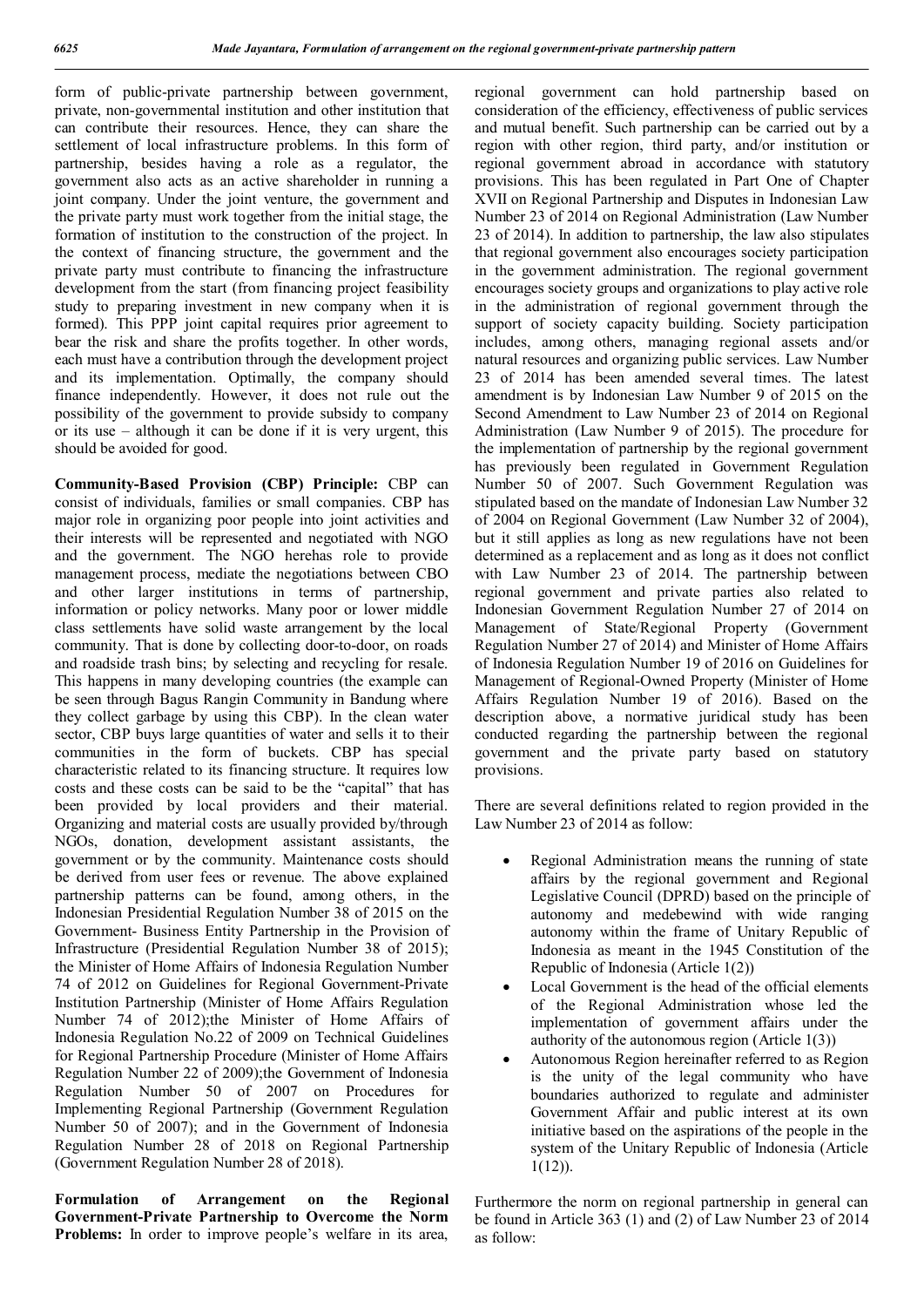form of public-private partnership between government, private, non-governmental institution and other institution that can contribute their resources. Hence, they can share the settlement of local infrastructure problems. In this form of partnership, besides having a role as a regulator, the government also acts as an active shareholder in running a joint company. Under the joint venture, the government and the private party must work together from the initial stage, the formation of institution to the construction of the project. In the context of financing structure, the government and the private party must contribute to financing the infrastructure development from the start (from financing project feasibility study to preparing investment in new company when it is formed). This PPP joint capital requires prior agreement to bear the risk and share the profits together. In other words, each must have a contribution through the development project and its implementation. Optimally, the company should finance independently. However, it does not rule out the possibility of the government to provide subsidy to company or its use – although it can be done if it is very urgent, this should be avoided for good.

**Community-Based Provision (CBP) Principle:** CBP can consist of individuals, families or small companies. CBP has major role in organizing poor people into joint activities and their interests will be represented and negotiated with NGO and the government. The NGO herehas role to provide management process, mediate the negotiations between CBO and other larger institutions in terms of partnership, information or policy networks. Many poor or lower middle class settlements have solid waste arrangement by the local community. That is done by collecting door-to-door, on roads and roadside trash bins; by selecting and recycling for resale. This happens in many developing countries (the example can be seen through Bagus Rangin Community in Bandung where they collect garbage by using this CBP). In the clean water sector, CBP buys large quantities of water and sells it to their communities in the form of buckets. CBP has special characteristic related to its financing structure. It requires low costs and these costs can be said to be the "capital" that has been provided by local providers and their material. Organizing and material costs are usually provided by/through NGOs, donation, development assistant assistants, the government or by the community. Maintenance costs should be derived from user fees or revenue. The above explained partnership patterns can be found, among others, in the Indonesian Presidential Regulation Number 38 of 2015 on the Government- Business Entity Partnership in the Provision of Infrastructure (Presidential Regulation Number 38 of 2015); the Minister of Home Affairs of Indonesia Regulation Number 74 of 2012 on Guidelines for Regional Government-Private Institution Partnership (Minister of Home Affairs Regulation Number 74 of 2012);the Minister of Home Affairs of Indonesia Regulation No.22 of 2009 on Technical Guidelines for Regional Partnership Procedure (Minister of Home Affairs Regulation Number 22 of 2009);the Government of Indonesia Regulation Number 50 of 2007 on Procedures for Implementing Regional Partnership (Government Regulation Number 50 of 2007); and in the Government of Indonesia Regulation Number 28 of 2018 on Regional Partnership (Government Regulation Number 28 of 2018).

**Formulation of Arrangement on the Regional Government-Private Partnership to Overcome the Norm Problems:** In order to improve people's welfare in its area, regional government can hold partnership based on consideration of the efficiency, effectiveness of public services and mutual benefit. Such partnership can be carried out by a region with other region, third party, and/or institution or regional government abroad in accordance with statutory provisions. This has been regulated in Part One of Chapter XVII on Regional Partnership and Disputes in Indonesian Law Number 23 of 2014 on Regional Administration (Law Number 23 of 2014). In addition to partnership, the law also stipulates that regional government also encourages society participation in the government administration. The regional government encourages society groups and organizations to play active role in the administration of regional government through the support of society capacity building. Society participation includes, among others, managing regional assets and/or natural resources and organizing public services. Law Number 23 of 2014 has been amended several times. The latest amendment is by Indonesian Law Number 9 of 2015 on the Second Amendment to Law Number 23 of 2014 on Regional Administration (Law Number 9 of 2015). The procedure for the implementation of partnership by the regional government has previously been regulated in Government Regulation Number 50 of 2007. Such Government Regulation was stipulated based on the mandate of Indonesian Law Number 32 of 2004 on Regional Government (Law Number 32 of 2004), but it still applies as long as new regulations have not been determined as a replacement and as long as it does not conflict with Law Number 23 of 2014. The partnership between regional government and private parties also related to Indonesian Government Regulation Number 27 of 2014 on Management of State/Regional Property (Government Regulation Number 27 of 2014) and Minister of Home Affairs of Indonesia Regulation Number 19 of 2016 on Guidelines for Management of Regional-Owned Property (Minister of Home Affairs Regulation Number 19 of 2016). Based on the description above, a normative juridical study has been conducted regarding the partnership between the regional government and the private party based on statutory provisions.

There are several definitions related to region provided in the Law Number 23 of 2014 as follow:

- Regional Administration means the running of state affairs by the regional government and Regional Legislative Council (DPRD) based on the principle of autonomy and medebewind with wide ranging autonomy within the frame of Unitary Republic of Indonesia as meant in the 1945 Constitution of the Republic of Indonesia (Article 1(2))
- Local Government is the head of the official elements of the Regional Administration whose led the implementation of government affairs under the authority of the autonomous region (Article 1(3))
- Autonomous Region hereinafter referred to as Region is the unity of the legal community who have boundaries authorized to regulate and administer Government Affair and public interest at its own initiative based on the aspirations of the people in the system of the Unitary Republic of Indonesia (Article 1(12)).

Furthermore the norm on regional partnership in general can be found in Article 363 (1) and (2) of Law Number 23 of 2014 as follow: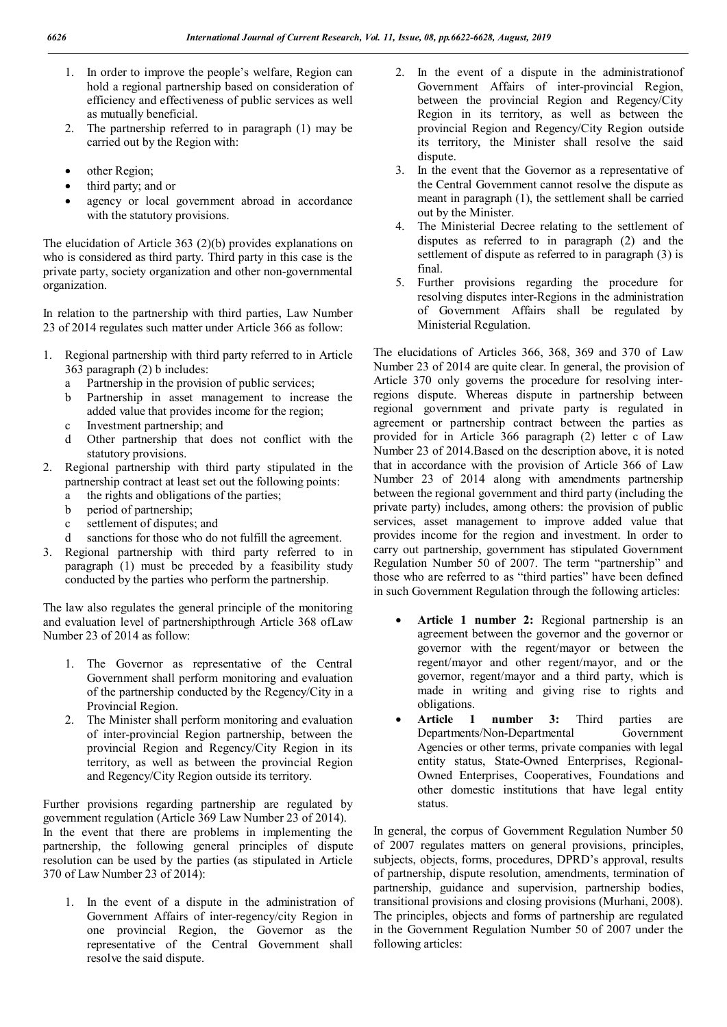1. In order to improve the people's welfare, Region can hold a regional partnership based on consideration of efficiency and effectiveness of public services as well as mutually beneficial.
2. The partnership referred to in paragraph (1) may be carried out by the Region with:

- other Region;
- third party; and or
- agency or local government abroad in accordance with the statutory provisions.

The elucidation of Article 363 (2)(b) provides explanations on who is considered as third party. Third party in this case is the private party, society organization and other non-governmental organization.

In relation to the partnership with third parties, Law Number 23 of 2014 regulates such matter under Article 366 as follow:

1. Regional partnership with third party referred to in Article 363 paragraph (2) b includes:
   a. Partnership in the provision of public services;
   b. Partnership in asset management to increase the added value that provides income for the region;
   c. Investment partnership; and
   d. Other partnership that does not conflict with the statutory provisions.
2. Regional partnership with third party stipulated in the partnership contract at least set out the following points:
   a. the rights and obligations of the parties;
   b. period of partnership;
   c. settlement of disputes; and
   d. sanctions for those who do not fulfill the agreement.
3. Regional partnership with third party referred to in paragraph (1) must be preceded by a feasibility study conducted by the parties who perform the partnership.

The law also regulates the general principle of the monitoring and evaluation level of partnershipthrough Article 368 ofLaw Number 23 of 2014 as follow:

1. The Governor as representative of the Central Government shall perform monitoring and evaluation of the partnership conducted by the Regency/City in a Provincial Region.
2. The Minister shall perform monitoring and evaluation of inter-provincial Region partnership, between the provincial Region and Regency/City Region in its territory, as well as between the provincial Region and Regency/City Region outside its territory.

Further provisions regarding partnership are regulated by government regulation (Article 369 Law Number 23 of 2014). In the event that there are problems in implementing the partnership, the following general principles of dispute resolution can be used by the parties (as stipulated in Article 370 of Law Number 23 of 2014):

1. In the event of a dispute in the administration of Government Affairs of inter-regency/city Region in one provincial Region, the Governor as the representative of the Central Government shall resolve the said dispute.
2. In the event of a dispute in the administrationof Government Affairs of inter-provincial Region, between the provincial Region and Regency/City Region in its territory, as well as between the provincial Region and Regency/City Region outside its territory, the Minister shall resolve the said dispute.
3. In the event that the Governor as a representative of the Central Government cannot resolve the dispute as meant in paragraph (1), the settlement shall be carried out by the Minister.
4. The Ministerial Decree relating to the settlement of disputes as referred to in paragraph (2) and the settlement of dispute as referred to in paragraph (3) is final.
5. Further provisions regarding the procedure for resolving disputes inter-Regions in the administration of Government Affairs shall be regulated by Ministerial Regulation.

The elucidations of Articles 366, 368, 369 and 370 of Law Number 23 of 2014 are quite clear. In general, the provision of Article 370 only governs the procedure for resolving inter-regions dispute. Whereas dispute in partnership between regional government and private party is regulated in agreement or partnership contract between the parties as provided for in Article 366 paragraph (2) letter c of Law Number 23 of 2014.Based on the description above, it is noted that in accordance with the provision of Article 366 of Law Number 23 of 2014 along with amendments partnership between the regional government and third party (including the private party) includes, among others: the provision of public services, asset management to improve added value that provides income for the region and investment. In order to carry out partnership, government has stipulated Government Regulation Number 50 of 2007. The term "partnership" and those who are referred to as "third parties" have been defined in such Government Regulation through the following articles:

- **Article 1 number 2:** Regional partnership is an agreement between the governor and the governor or governor with the regent/mayor or between the regent/mayor and other regent/mayor, and or the governor, regent/mayor and a third party, which is made in writing and giving rise to rights and obligations.
- **Article 1 number 3:** Third parties are Departments/Non-Departmental Government Agencies or other terms, private companies with legal entity status, State-Owned Enterprises, Regional-Owned Enterprises, Cooperatives, Foundations and other domestic institutions that have legal entity status.

In general, the corpus of Government Regulation Number 50 of 2007 regulates matters on general provisions, principles, subjects, objects, forms, procedures, DPRD's approval, results of partnership, dispute resolution, amendments, termination of partnership, guidance and supervision, partnership bodies, transitional provisions and closing provisions (Murhani, 2008). The principles, objects and forms of partnership are regulated in the Government Regulation Number 50 of 2007 under the following articles: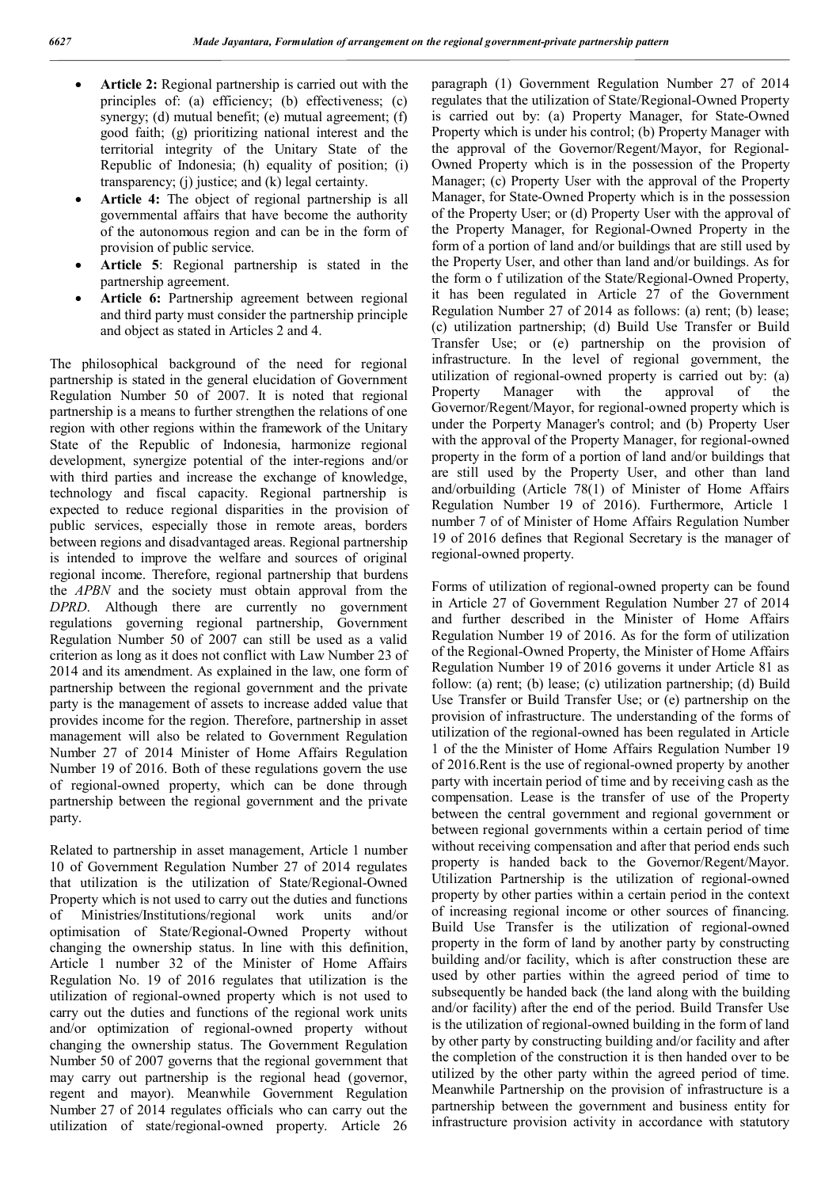- **Article 2:** Regional partnership is carried out with the principles of: (a) efficiency; (b) effectiveness; (c) synergy; (d) mutual benefit; (e) mutual agreement; (f) good faith; (g) prioritizing national interest and the territorial integrity of the Unitary State of the Republic of Indonesia; (h) equality of position; (i) transparency; (j) justice; and (k) legal certainty.
- **Article 4:** The object of regional partnership is all governmental affairs that have become the authority of the autonomous region and can be in the form of provision of public service.
- **Article 5**: Regional partnership is stated in the partnership agreement.
- **Article 6:** Partnership agreement between regional and third party must consider the partnership principle and object as stated in Articles 2 and 4.

The philosophical background of the need for regional partnership is stated in the general elucidation of Government Regulation Number 50 of 2007. It is noted that regional partnership is a means to further strengthen the relations of one region with other regions within the framework of the Unitary State of the Republic of Indonesia, harmonize regional development, synergize potential of the inter-regions and/or with third parties and increase the exchange of knowledge, technology and fiscal capacity. Regional partnership is expected to reduce regional disparities in the provision of public services, especially those in remote areas, borders between regions and disadvantaged areas. Regional partnership is intended to improve the welfare and sources of original regional income. Therefore, regional partnership that burdens the *APBN* and the society must obtain approval from the *DPRD*. Although there are currently no government regulations governing regional partnership, Government Regulation Number 50 of 2007 can still be used as a valid criterion as long as it does not conflict with Law Number 23 of 2014 and its amendment. As explained in the law, one form of partnership between the regional government and the private party is the management of assets to increase added value that provides income for the region. Therefore, partnership in asset management will also be related to Government Regulation Number 27 of 2014 Minister of Home Affairs Regulation Number 19 of 2016. Both of these regulations govern the use of regional-owned property, which can be done through partnership between the regional government and the private party.

Related to partnership in asset management, Article 1 number 10 of Government Regulation Number 27 of 2014 regulates that utilization is the utilization of State/Regional-Owned Property which is not used to carry out the duties and functions of Ministries/Institutions/regional work units and/or optimisation of State/Regional-Owned Property without changing the ownership status. In line with this definition, Article 1 number 32 of the Minister of Home Affairs Regulation No. 19 of 2016 regulates that utilization is the utilization of regional-owned property which is not used to carry out the duties and functions of the regional work units and/or optimization of regional-owned property without changing the ownership status. The Government Regulation Number 50 of 2007 governs that the regional government that may carry out partnership is the regional head (governor, regent and mayor). Meanwhile Government Regulation Number 27 of 2014 regulates officials who can carry out the utilization of state/regional-owned property. Article 26 paragraph (1) Government Regulation Number 27 of 2014 regulates that the utilization of State/Regional-Owned Property is carried out by: (a) Property Manager, for State-Owned Property which is under his control; (b) Property Manager with the approval of the Governor/Regent/Mayor, for Regional-Owned Property which is in the possession of the Property Manager; (c) Property User with the approval of the Property Manager, for State-Owned Property which is in the possession of the Property User; or (d) Property User with the approval of the Property Manager, for Regional-Owned Property in the form of a portion of land and/or buildings that are still used by the Property User, and other than land and/or buildings. As for the form o f utilization of the State/Regional-Owned Property, it has been regulated in Article 27 of the Government Regulation Number 27 of 2014 as follows: (a) rent; (b) lease; (c) utilization partnership; (d) Build Use Transfer or Build Transfer Use; or (e) partnership on the provision of infrastructure. In the level of regional government, the utilization of regional-owned property is carried out by: (a) Property Manager with the approval of the Governor/Regent/Mayor, for regional-owned property which is under the Porperty Manager's control; and (b) Property User with the approval of the Property Manager, for regional-owned property in the form of a portion of land and/or buildings that are still used by the Property User, and other than land and/orbuilding (Article 78(1) of Minister of Home Affairs Regulation Number 19 of 2016). Furthermore, Article 1 number 7 of of Minister of Home Affairs Regulation Number 19 of 2016 defines that Regional Secretary is the manager of regional-owned property.

Forms of utilization of regional-owned property can be found in Article 27 of Government Regulation Number 27 of 2014 and further described in the Minister of Home Affairs Regulation Number 19 of 2016. As for the form of utilization of the Regional-Owned Property, the Minister of Home Affairs Regulation Number 19 of 2016 governs it under Article 81 as follow: (a) rent; (b) lease; (c) utilization partnership; (d) Build Use Transfer or Build Transfer Use; or (e) partnership on the provision of infrastructure. The understanding of the forms of utilization of the regional-owned has been regulated in Article 1 of the the Minister of Home Affairs Regulation Number 19 of 2016.Rent is the use of regional-owned property by another party with incertain period of time and by receiving cash as the compensation. Lease is the transfer of use of the Property between the central government and regional government or between regional governments within a certain period of time without receiving compensation and after that period ends such property is handed back to the Governor/Regent/Mayor. Utilization Partnership is the utilization of regional-owned property by other parties within a certain period in the context of increasing regional income or other sources of financing. Build Use Transfer is the utilization of regional-owned property in the form of land by another party by constructing building and/or facility, which is after construction these are used by other parties within the agreed period of time to subsequently be handed back (the land along with the building and/or facility) after the end of the period. Build Transfer Use is the utilization of regional-owned building in the form of land by other party by constructing building and/or facility and after the completion of the construction it is then handed over to be utilized by the other party within the agreed period of time. Meanwhile Partnership on the provision of infrastructure is a partnership between the government and business entity for infrastructure provision activity in accordance with statutory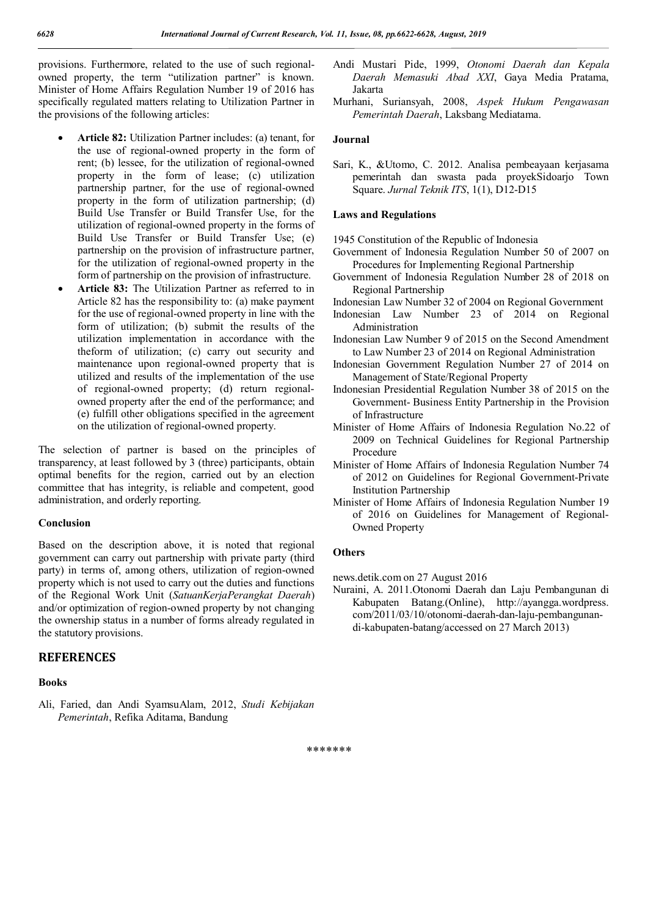provisions. Furthermore, related to the use of such regional-owned property, the term "utilization partner" is known. Minister of Home Affairs Regulation Number 19 of 2016 has specifically regulated matters relating to Utilization Partner in the provisions of the following articles:

- **Article 82:** Utilization Partner includes: (a) tenant, for the use of regional-owned property in the form of rent; (b) lessee, for the utilization of regional-owned property in the form of lease; (c) utilization partnership partner, for the use of regional-owned property in the form of utilization partnership; (d) Build Use Transfer or Build Transfer Use, for the utilization of regional-owned property in the forms of Build Use Transfer or Build Transfer Use; (e) partnership on the provision of infrastructure partner, for the utilization of regional-owned property in the form of partnership on the provision of infrastructure.
- **Article 83:** The Utilization Partner as referred to in Article 82 has the responsibility to: (a) make payment for the use of regional-owned property in line with the form of utilization; (b) submit the results of the utilization implementation in accordance with the theform of utilization; (c) carry out security and maintenance upon regional-owned property that is utilized and results of the implementation of the use of regional-owned property; (d) return regional-owned property after the end of the performance; and (e) fulfill other obligations specified in the agreement on the utilization of regional-owned property.

The selection of partner is based on the principles of transparency, at least followed by 3 (three) participants, obtain optimal benefits for the region, carried out by an election committee that has integrity, is reliable and competent, good administration, and orderly reporting.

### Conclusion

Based on the description above, it is noted that regional government can carry out partnership with private party (third party) in terms of, among others, utilization of region-owned property which is not used to carry out the duties and functions of the Regional Work Unit (*SatuanKerjaPerangkat Daerah*) and/or optimization of region-owned property by not changing the ownership status in a number of forms already regulated in the statutory provisions.

## REFERENCES

### Books

Ali, Faried, dan Andi SyamsuAlam, 2012, *Studi Kebijakan Pemerintah*, Refika Aditama, Bandung

Andi Mustari Pide, 1999, *Otonomi Daerah dan Kepala Daerah Memasuki Abad XXI*, Gaya Media Pratama, Jakarta

Murhani, Suriansyah, 2008, *Aspek Hukum Pengawasan Pemerintah Daerah*, Laksbang Mediatama.

### Journal

Sari, K., &Utomo, C. 2012. Analisa pembeayaan kerjasama pemerintah dan swasta pada proyekSidoarjo Town Square. *Jurnal Teknik ITS*, 1(1), D12-D15

### Laws and Regulations

1945 Constitution of the Republic of Indonesia

Government of Indonesia Regulation Number 50 of 2007 on Procedures for Implementing Regional Partnership

Government of Indonesia Regulation Number 28 of 2018 on Regional Partnership

Indonesian Law Number 32 of 2004 on Regional Government

Indonesian Law Number 23 of 2014 on Regional Administration

Indonesian Law Number 9 of 2015 on the Second Amendment to Law Number 23 of 2014 on Regional Administration

Indonesian Government Regulation Number 27 of 2014 on Management of State/Regional Property

Indonesian Presidential Regulation Number 38 of 2015 on the Government- Business Entity Partnership in the Provision of Infrastructure

Minister of Home Affairs of Indonesia Regulation No.22 of 2009 on Technical Guidelines for Regional Partnership Procedure

Minister of Home Affairs of Indonesia Regulation Number 74 of 2012 on Guidelines for Regional Government-Private Institution Partnership

Minister of Home Affairs of Indonesia Regulation Number 19 of 2016 on Guidelines for Management of Regional-Owned Property

### Others

news.detik.com on 27 August 2016

Nuraini, A. 2011.Otonomi Daerah dan Laju Pembangunan di Kabupaten Batang.(Online), http://ayangga.wordpress.com/2011/03/10/otonomi-daerah-dan-laju-pembangunan-di-kabupaten-batang/accessed on 27 March 2013)

*******